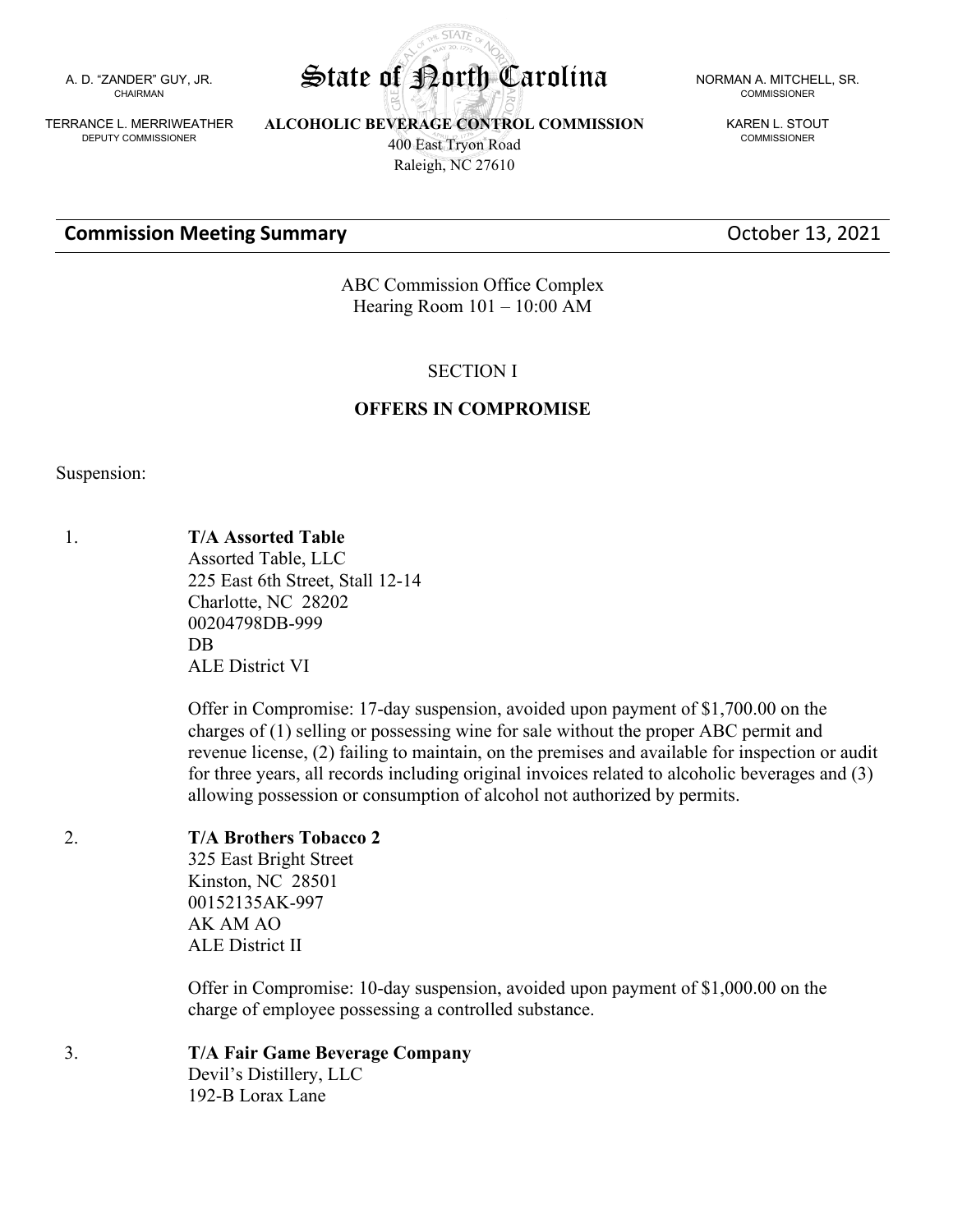A. D. "ZANDER" GUY, JR.
CHAIRMAN

TERRANCE L. MERRIWEATHER
DEPUTY COMMISSIONER

# State of North Carolina

**ALCOHOLIC BEVERAGE CONTROL COMMISSION**
400 East Tryon Road
Raleigh, NC 27610

NORMAN A. MITCHELL, SR.
COMMISSIONER

KAREN L. STOUT
COMMISSIONER

## Commission Meeting Summary — October 13, 2021

ABC Commission Office Complex
Hearing Room 101 – 10:00 AM

SECTION I

**OFFERS IN COMPROMISE**

Suspension:

1. **T/A Assorted Table**
   Assorted Table, LLC
   225 East 6th Street, Stall 12-14
   Charlotte, NC 28202
   00204798DB-999
   DB
   ALE District VI

   Offer in Compromise: 17-day suspension, avoided upon payment of $1,700.00 on the charges of (1) selling or possessing wine for sale without the proper ABC permit and revenue license, (2) failing to maintain, on the premises and available for inspection or audit for three years, all records including original invoices related to alcoholic beverages and (3) allowing possession or consumption of alcohol not authorized by permits.

2. **T/A Brothers Tobacco 2**
   325 East Bright Street
   Kinston, NC 28501
   00152135AK-997
   AK AM AO
   ALE District II

   Offer in Compromise: 10-day suspension, avoided upon payment of $1,000.00 on the charge of employee possessing a controlled substance.

3. **T/A Fair Game Beverage Company**
   Devil's Distillery, LLC
   192-B Lorax Lane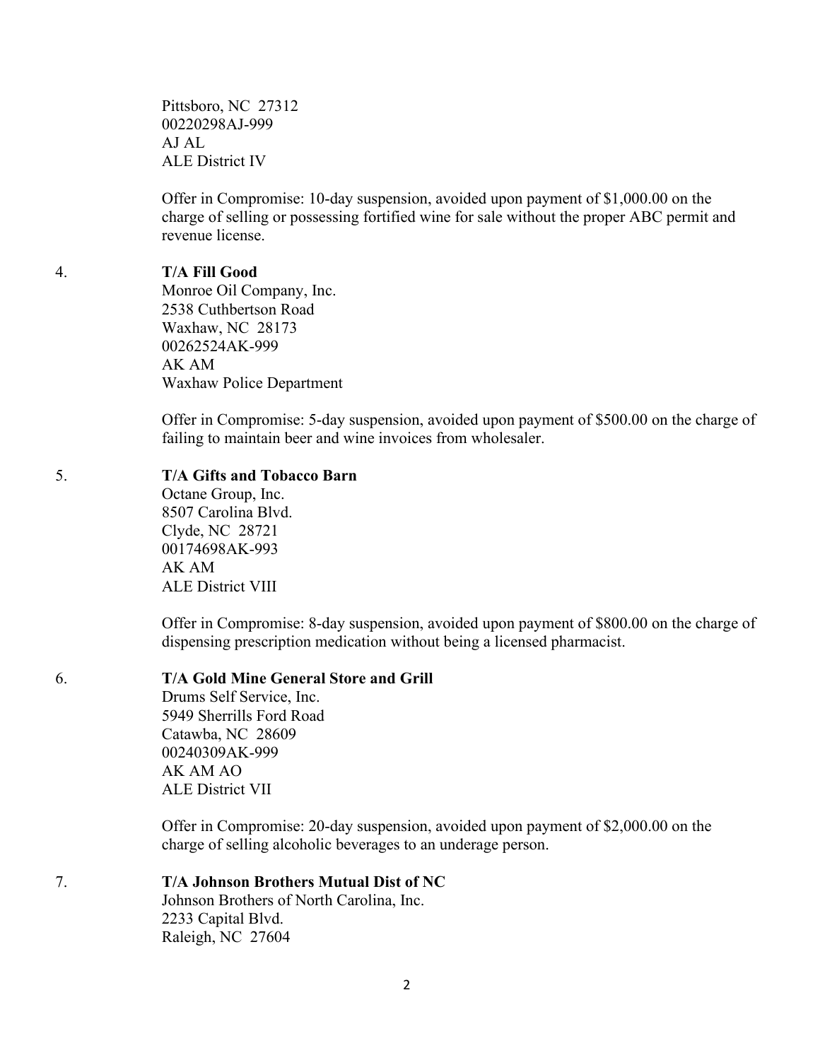Pittsboro, NC 27312
00220298AJ-999
AJ AL
ALE District IV

Offer in Compromise: 10-day suspension, avoided upon payment of $1,000.00 on the charge of selling or possessing fortified wine for sale without the proper ABC permit and revenue license.

4. **T/A Fill Good**
   Monroe Oil Company, Inc.
   2538 Cuthbertson Road
   Waxhaw, NC 28173
   00262524AK-999
   AK AM
   Waxhaw Police Department

   Offer in Compromise: 5-day suspension, avoided upon payment of $500.00 on the charge of failing to maintain beer and wine invoices from wholesaler.

5. **T/A Gifts and Tobacco Barn**
   Octane Group, Inc.
   8507 Carolina Blvd.
   Clyde, NC 28721
   00174698AK-993
   AK AM
   ALE District VIII

   Offer in Compromise: 8-day suspension, avoided upon payment of $800.00 on the charge of dispensing prescription medication without being a licensed pharmacist.

6. **T/A Gold Mine General Store and Grill**
   Drums Self Service, Inc.
   5949 Sherrills Ford Road
   Catawba, NC 28609
   00240309AK-999
   AK AM AO
   ALE District VII

   Offer in Compromise: 20-day suspension, avoided upon payment of $2,000.00 on the charge of selling alcoholic beverages to an underage person.

7. **T/A Johnson Brothers Mutual Dist of NC**
   Johnson Brothers of North Carolina, Inc.
   2233 Capital Blvd.
   Raleigh, NC 27604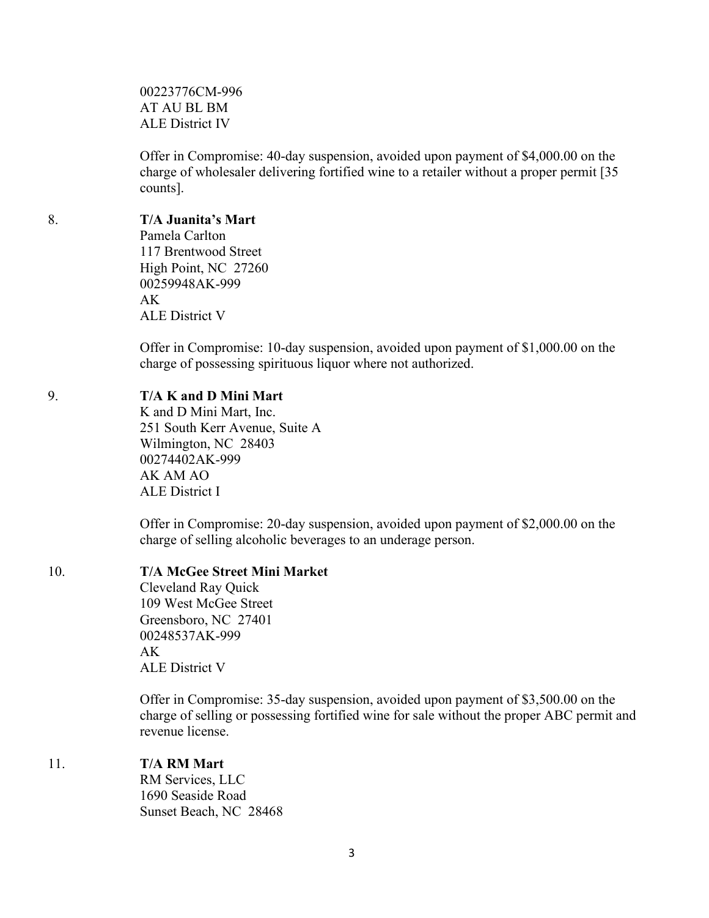00223776CM-996
AT AU BL BM
ALE District IV

Offer in Compromise: 40-day suspension, avoided upon payment of $4,000.00 on the charge of wholesaler delivering fortified wine to a retailer without a proper permit [35 counts].

8. **T/A Juanita's Mart**
Pamela Carlton
117 Brentwood Street
High Point, NC 27260
00259948AK-999
AK
ALE District V

Offer in Compromise: 10-day suspension, avoided upon payment of $1,000.00 on the charge of possessing spirituous liquor where not authorized.

9. **T/A K and D Mini Mart**
K and D Mini Mart, Inc.
251 South Kerr Avenue, Suite A
Wilmington, NC 28403
00274402AK-999
AK AM AO
ALE District I

Offer in Compromise: 20-day suspension, avoided upon payment of $2,000.00 on the charge of selling alcoholic beverages to an underage person.

10. **T/A McGee Street Mini Market**
Cleveland Ray Quick
109 West McGee Street
Greensboro, NC 27401
00248537AK-999
AK
ALE District V

Offer in Compromise: 35-day suspension, avoided upon payment of $3,500.00 on the charge of selling or possessing fortified wine for sale without the proper ABC permit and revenue license.

11. **T/A RM Mart**
RM Services, LLC
1690 Seaside Road
Sunset Beach, NC 28468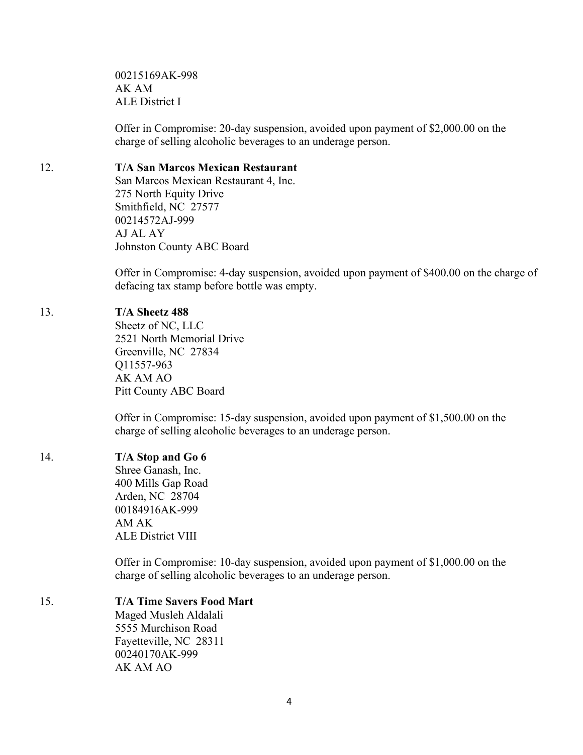00215169AK-998
AK AM
ALE District I

Offer in Compromise: 20-day suspension, avoided upon payment of $2,000.00 on the charge of selling alcoholic beverages to an underage person.

12. **T/A San Marcos Mexican Restaurant**
San Marcos Mexican Restaurant 4, Inc.
275 North Equity Drive
Smithfield, NC 27577
00214572AJ-999
AJ AL AY
Johnston County ABC Board

Offer in Compromise: 4-day suspension, avoided upon payment of $400.00 on the charge of defacing tax stamp before bottle was empty.

13. **T/A Sheetz 488**
Sheetz of NC, LLC
2521 North Memorial Drive
Greenville, NC 27834
Q11557-963
AK AM AO
Pitt County ABC Board

Offer in Compromise: 15-day suspension, avoided upon payment of $1,500.00 on the charge of selling alcoholic beverages to an underage person.

14. **T/A Stop and Go 6**
Shree Ganash, Inc.
400 Mills Gap Road
Arden, NC 28704
00184916AK-999
AM AK
ALE District VIII

Offer in Compromise: 10-day suspension, avoided upon payment of $1,000.00 on the charge of selling alcoholic beverages to an underage person.

15. **T/A Time Savers Food Mart**
Maged Musleh Aldalali
5555 Murchison Road
Fayetteville, NC 28311
00240170AK-999
AK AM AO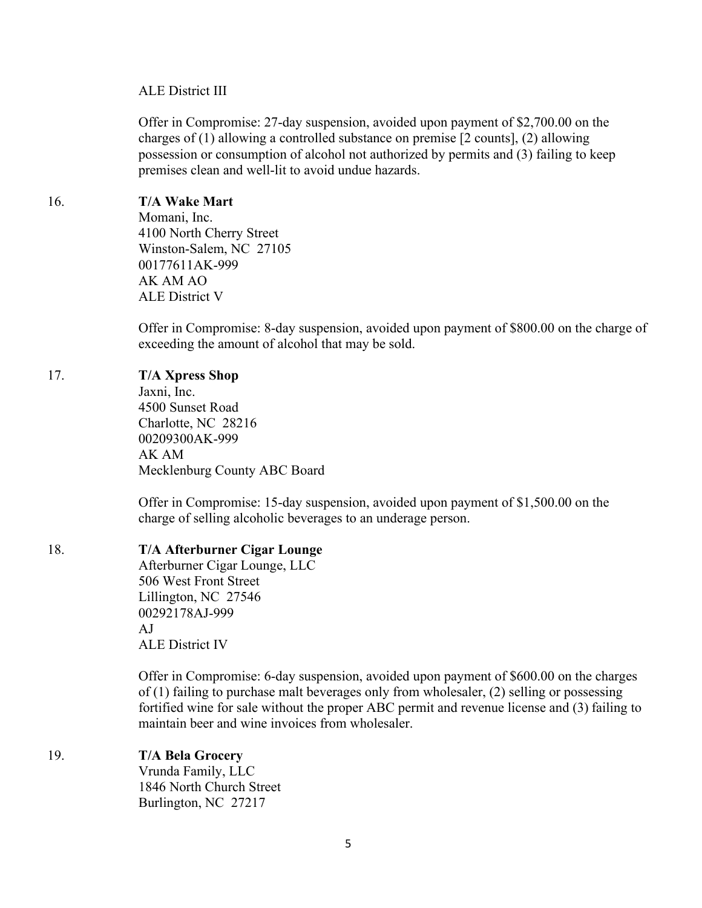ALE District III

Offer in Compromise: 27-day suspension, avoided upon payment of $2,700.00 on the charges of (1) allowing a controlled substance on premise [2 counts], (2) allowing possession or consumption of alcohol not authorized by permits and (3) failing to keep premises clean and well-lit to avoid undue hazards.

16. **T/A Wake Mart**
Momani, Inc.
4100 North Cherry Street
Winston-Salem, NC 27105
00177611AK-999
AK AM AO
ALE District V

Offer in Compromise: 8-day suspension, avoided upon payment of $800.00 on the charge of exceeding the amount of alcohol that may be sold.

17. **T/A Xpress Shop**
Jaxni, Inc.
4500 Sunset Road
Charlotte, NC 28216
00209300AK-999
AK AM
Mecklenburg County ABC Board

Offer in Compromise: 15-day suspension, avoided upon payment of $1,500.00 on the charge of selling alcoholic beverages to an underage person.

18. **T/A Afterburner Cigar Lounge**
Afterburner Cigar Lounge, LLC
506 West Front Street
Lillington, NC 27546
00292178AJ-999
AJ
ALE District IV

Offer in Compromise: 6-day suspension, avoided upon payment of $600.00 on the charges of (1) failing to purchase malt beverages only from wholesaler, (2) selling or possessing fortified wine for sale without the proper ABC permit and revenue license and (3) failing to maintain beer and wine invoices from wholesaler.

19. **T/A Bela Grocery**
Vrunda Family, LLC
1846 North Church Street
Burlington, NC 27217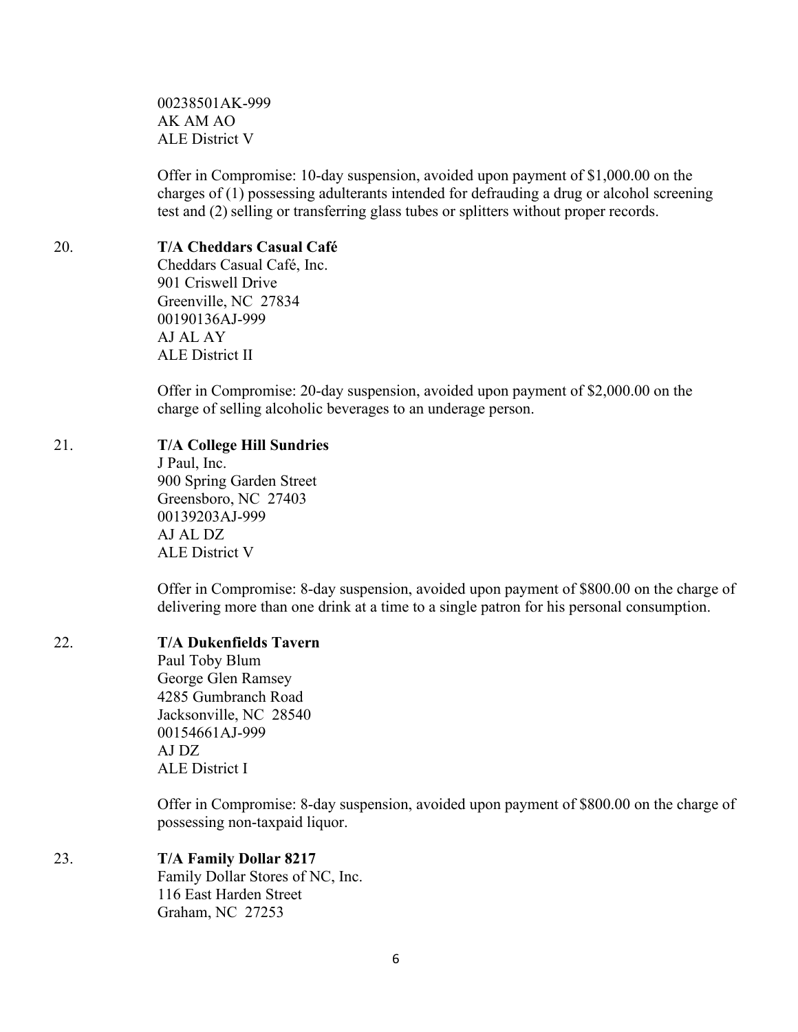00238501AK-999
AK AM AO
ALE District V

Offer in Compromise: 10-day suspension, avoided upon payment of $1,000.00 on the charges of (1) possessing adulterants intended for defrauding a drug or alcohol screening test and (2) selling or transferring glass tubes or splitters without proper records.

20. **T/A Cheddars Casual Café**
Cheddars Casual Café, Inc.
901 Criswell Drive
Greenville, NC 27834
00190136AJ-999
AJ AL AY
ALE District II

Offer in Compromise: 20-day suspension, avoided upon payment of $2,000.00 on the charge of selling alcoholic beverages to an underage person.

21. **T/A College Hill Sundries**
J Paul, Inc.
900 Spring Garden Street
Greensboro, NC 27403
00139203AJ-999
AJ AL DZ
ALE District V

Offer in Compromise: 8-day suspension, avoided upon payment of $800.00 on the charge of delivering more than one drink at a time to a single patron for his personal consumption.

22. **T/A Dukenfields Tavern**
Paul Toby Blum
George Glen Ramsey
4285 Gumbranch Road
Jacksonville, NC 28540
00154661AJ-999
AJ DZ
ALE District I

Offer in Compromise: 8-day suspension, avoided upon payment of $800.00 on the charge of possessing non-taxpaid liquor.

23. **T/A Family Dollar 8217**
Family Dollar Stores of NC, Inc.
116 East Harden Street
Graham, NC 27253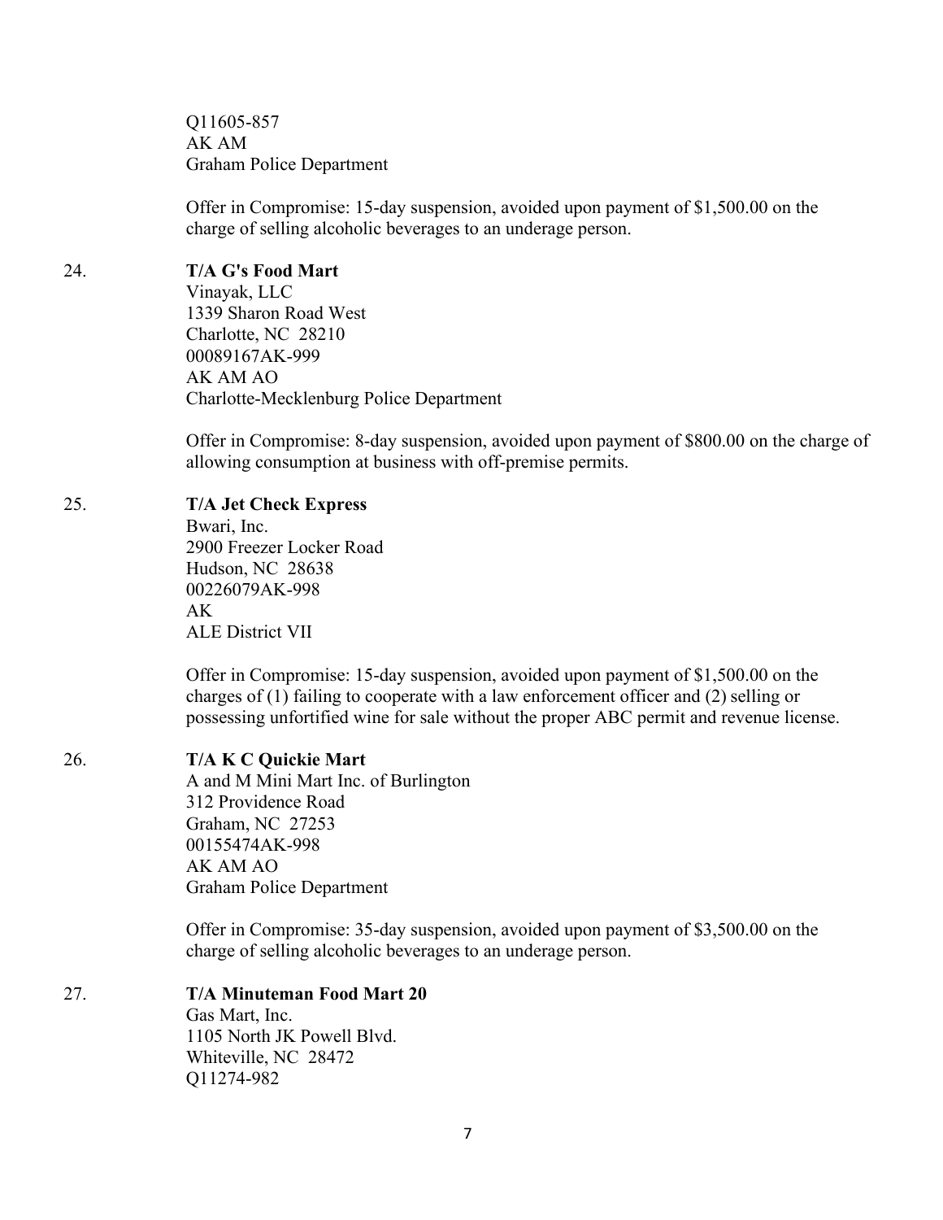Q11605-857
AK AM
Graham Police Department

Offer in Compromise: 15-day suspension, avoided upon payment of $1,500.00 on the charge of selling alcoholic beverages to an underage person.

24. **T/A G's Food Mart**
Vinayak, LLC
1339 Sharon Road West
Charlotte, NC 28210
00089167AK-999
AK AM AO
Charlotte-Mecklenburg Police Department

Offer in Compromise: 8-day suspension, avoided upon payment of $800.00 on the charge of allowing consumption at business with off-premise permits.

25. **T/A Jet Check Express**
Bwari, Inc.
2900 Freezer Locker Road
Hudson, NC 28638
00226079AK-998
AK
ALE District VII

Offer in Compromise: 15-day suspension, avoided upon payment of $1,500.00 on the charges of (1) failing to cooperate with a law enforcement officer and (2) selling or possessing unfortified wine for sale without the proper ABC permit and revenue license.

26. **T/A K C Quickie Mart**
A and M Mini Mart Inc. of Burlington
312 Providence Road
Graham, NC 27253
00155474AK-998
AK AM AO
Graham Police Department

Offer in Compromise: 35-day suspension, avoided upon payment of $3,500.00 on the charge of selling alcoholic beverages to an underage person.

27. **T/A Minuteman Food Mart 20**
Gas Mart, Inc.
1105 North JK Powell Blvd.
Whiteville, NC 28472
Q11274-982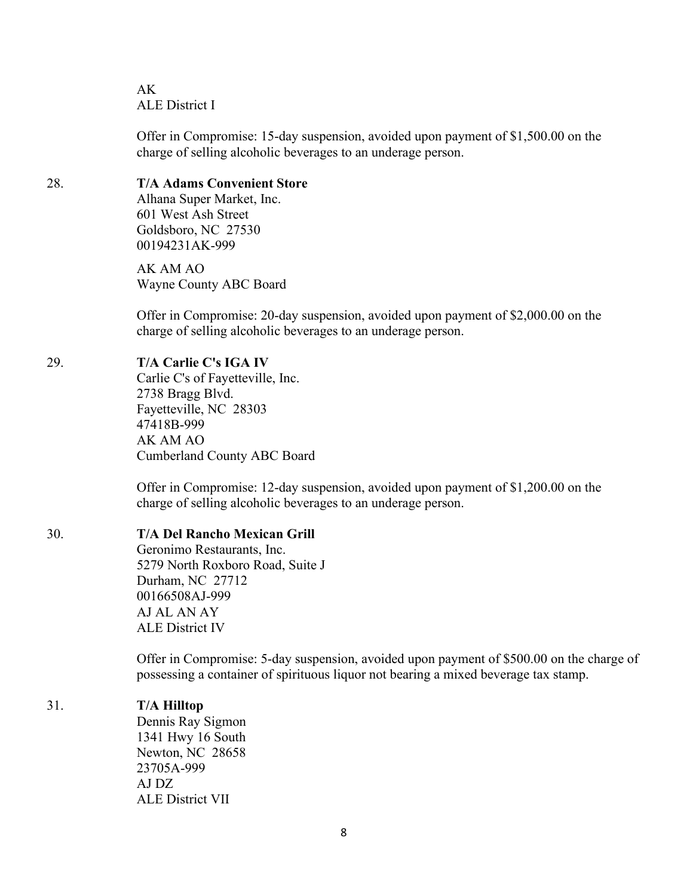AK
ALE District I

Offer in Compromise: 15-day suspension, avoided upon payment of $1,500.00 on the charge of selling alcoholic beverages to an underage person.

28. **T/A Adams Convenient Store**
Alhana Super Market, Inc.
601 West Ash Street
Goldsboro, NC 27530
00194231AK-999

AK AM AO
Wayne County ABC Board

Offer in Compromise: 20-day suspension, avoided upon payment of $2,000.00 on the charge of selling alcoholic beverages to an underage person.

29. **T/A Carlie C's IGA IV**
Carlie C's of Fayetteville, Inc.
2738 Bragg Blvd.
Fayetteville, NC 28303
47418B-999
AK AM AO
Cumberland County ABC Board

Offer in Compromise: 12-day suspension, avoided upon payment of $1,200.00 on the charge of selling alcoholic beverages to an underage person.

30. **T/A Del Rancho Mexican Grill**
Geronimo Restaurants, Inc.
5279 North Roxboro Road, Suite J
Durham, NC 27712
00166508AJ-999
AJ AL AN AY
ALE District IV

Offer in Compromise: 5-day suspension, avoided upon payment of $500.00 on the charge of possessing a container of spirituous liquor not bearing a mixed beverage tax stamp.

31. **T/A Hilltop**
Dennis Ray Sigmon
1341 Hwy 16 South
Newton, NC 28658
23705A-999
AJ DZ
ALE District VII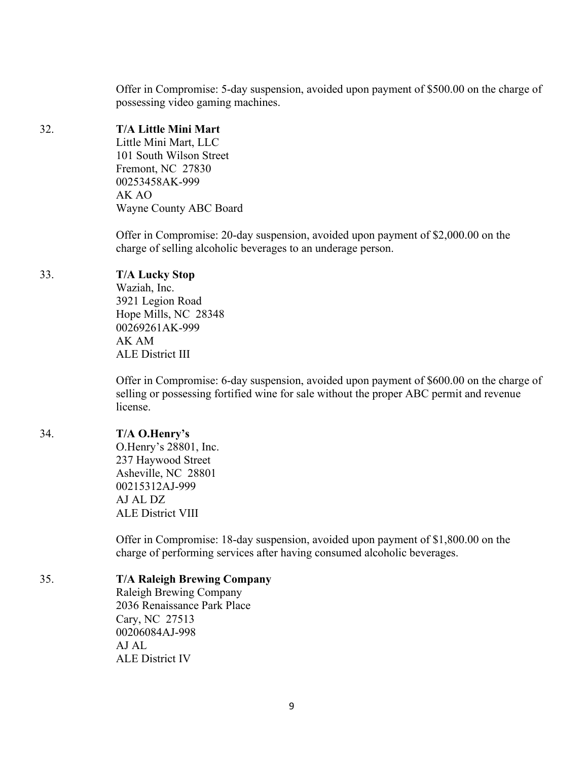Offer in Compromise: 5-day suspension, avoided upon payment of $500.00 on the charge of possessing video gaming machines.

32. **T/A Little Mini Mart**
    Little Mini Mart, LLC
    101 South Wilson Street
    Fremont, NC 27830
    00253458AK-999
    AK AO
    Wayne County ABC Board

    Offer in Compromise: 20-day suspension, avoided upon payment of $2,000.00 on the charge of selling alcoholic beverages to an underage person.

33. **T/A Lucky Stop**
    Waziah, Inc.
    3921 Legion Road
    Hope Mills, NC 28348
    00269261AK-999
    AK AM
    ALE District III

    Offer in Compromise: 6-day suspension, avoided upon payment of $600.00 on the charge of selling or possessing fortified wine for sale without the proper ABC permit and revenue license.

34. **T/A O.Henry's**
    O.Henry's 28801, Inc.
    237 Haywood Street
    Asheville, NC 28801
    00215312AJ-999
    AJ AL DZ
    ALE District VIII

    Offer in Compromise: 18-day suspension, avoided upon payment of $1,800.00 on the charge of performing services after having consumed alcoholic beverages.

35. **T/A Raleigh Brewing Company**
    Raleigh Brewing Company
    2036 Renaissance Park Place
    Cary, NC 27513
    00206084AJ-998
    AJ AL
    ALE District IV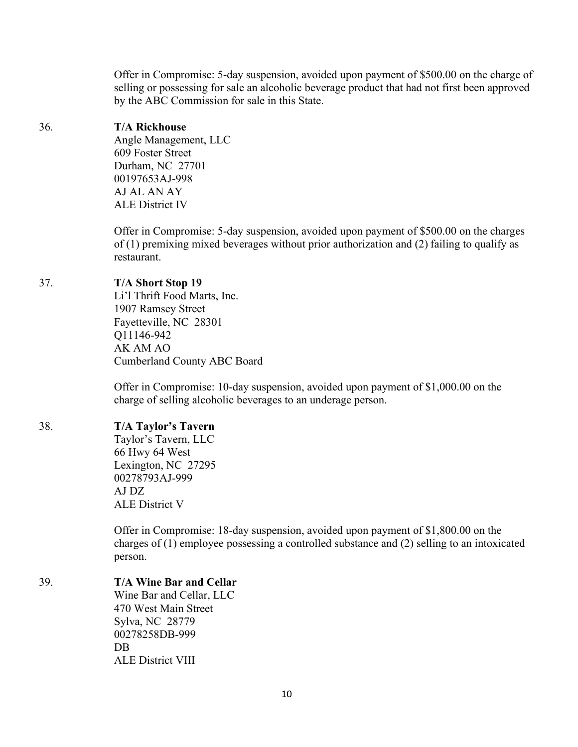Offer in Compromise: 5-day suspension, avoided upon payment of $500.00 on the charge of selling or possessing for sale an alcoholic beverage product that had not first been approved by the ABC Commission for sale in this State.

36. **T/A Rickhouse**
Angle Management, LLC
609 Foster Street
Durham, NC 27701
00197653AJ-998
AJ AL AN AY
ALE District IV

Offer in Compromise: 5-day suspension, avoided upon payment of $500.00 on the charges of (1) premixing mixed beverages without prior authorization and (2) failing to qualify as restaurant.

37. **T/A Short Stop 19**
Li'l Thrift Food Marts, Inc.
1907 Ramsey Street
Fayetteville, NC 28301
Q11146-942
AK AM AO
Cumberland County ABC Board

Offer in Compromise: 10-day suspension, avoided upon payment of $1,000.00 on the charge of selling alcoholic beverages to an underage person.

38. **T/A Taylor's Tavern**
Taylor's Tavern, LLC
66 Hwy 64 West
Lexington, NC 27295
00278793AJ-999
AJ DZ
ALE District V

Offer in Compromise: 18-day suspension, avoided upon payment of $1,800.00 on the charges of (1) employee possessing a controlled substance and (2) selling to an intoxicated person.

39. **T/A Wine Bar and Cellar**
Wine Bar and Cellar, LLC
470 West Main Street
Sylva, NC 28779
00278258DB-999
DB
ALE District VIII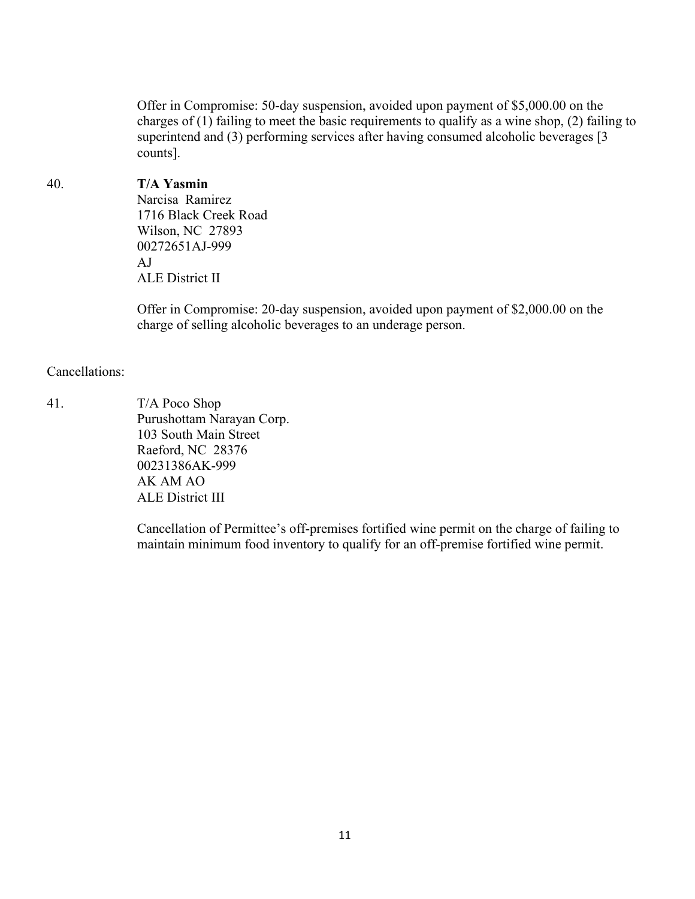Offer in Compromise: 50-day suspension, avoided upon payment of $5,000.00 on the charges of (1) failing to meet the basic requirements to qualify as a wine shop, (2) failing to superintend and (3) performing services after having consumed alcoholic beverages [3 counts].

40. **T/A Yasmin**
Narcisa Ramirez
1716 Black Creek Road
Wilson, NC 27893
00272651AJ-999
AJ
ALE District II

Offer in Compromise: 20-day suspension, avoided upon payment of $2,000.00 on the charge of selling alcoholic beverages to an underage person.

Cancellations:

41. T/A Poco Shop
Purushottam Narayan Corp.
103 South Main Street
Raeford, NC 28376
00231386AK-999
AK AM AO
ALE District III

Cancellation of Permittee's off-premises fortified wine permit on the charge of failing to maintain minimum food inventory to qualify for an off-premise fortified wine permit.